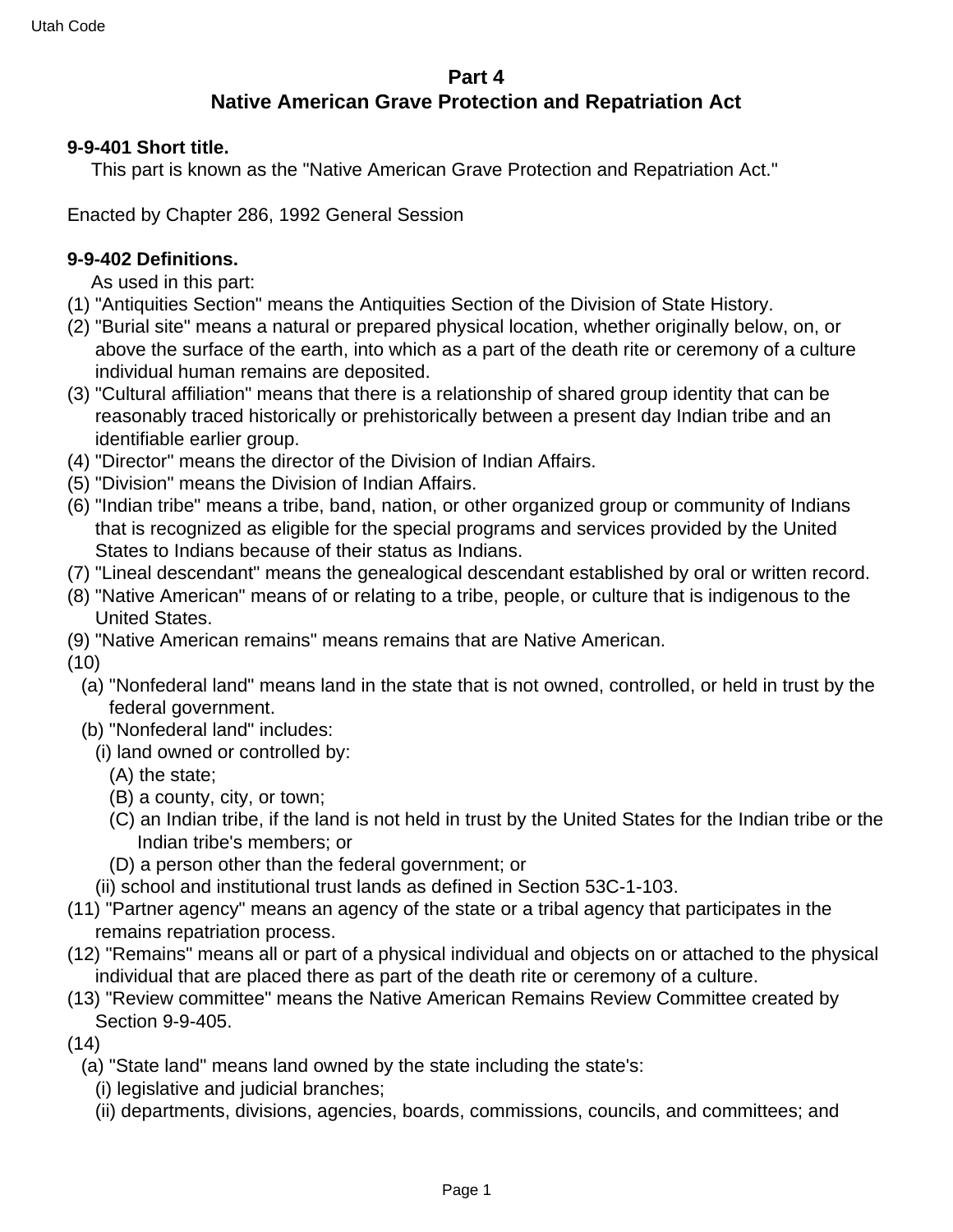## Part 4
## Native American Grave Protection and Repatriation Act

**9-9-401 Short title.**

This part is known as the "Native American Grave Protection and Repatriation Act."

Enacted by Chapter 286, 1992 General Session

**9-9-402 Definitions.**

As used in this part:

(1) "Antiquities Section" means the Antiquities Section of the Division of State History.

(2) "Burial site" means a natural or prepared physical location, whether originally below, on, or above the surface of the earth, into which as a part of the death rite or ceremony of a culture individual human remains are deposited.

(3) "Cultural affiliation" means that there is a relationship of shared group identity that can be reasonably traced historically or prehistorically between a present day Indian tribe and an identifiable earlier group.

(4) "Director" means the director of the Division of Indian Affairs.

(5) "Division" means the Division of Indian Affairs.

(6) "Indian tribe" means a tribe, band, nation, or other organized group or community of Indians that is recognized as eligible for the special programs and services provided by the United States to Indians because of their status as Indians.

(7) "Lineal descendant" means the genealogical descendant established by oral or written record.

(8) "Native American" means of or relating to a tribe, people, or culture that is indigenous to the United States.

(9) "Native American remains" means remains that are Native American.

(10)

(a) "Nonfederal land" means land in the state that is not owned, controlled, or held in trust by the federal government.

(b) "Nonfederal land" includes:

(i) land owned or controlled by:

(A) the state;

(B) a county, city, or town;

(C) an Indian tribe, if the land is not held in trust by the United States for the Indian tribe or the Indian tribe's members; or

(D) a person other than the federal government; or

(ii) school and institutional trust lands as defined in Section 53C-1-103.

(11) "Partner agency" means an agency of the state or a tribal agency that participates in the remains repatriation process.

(12) "Remains" means all or part of a physical individual and objects on or attached to the physical individual that are placed there as part of the death rite or ceremony of a culture.

(13) "Review committee" means the Native American Remains Review Committee created by Section 9-9-405.

(14)

(a) "State land" means land owned by the state including the state's:

(i) legislative and judicial branches;

(ii) departments, divisions, agencies, boards, commissions, councils, and committees; and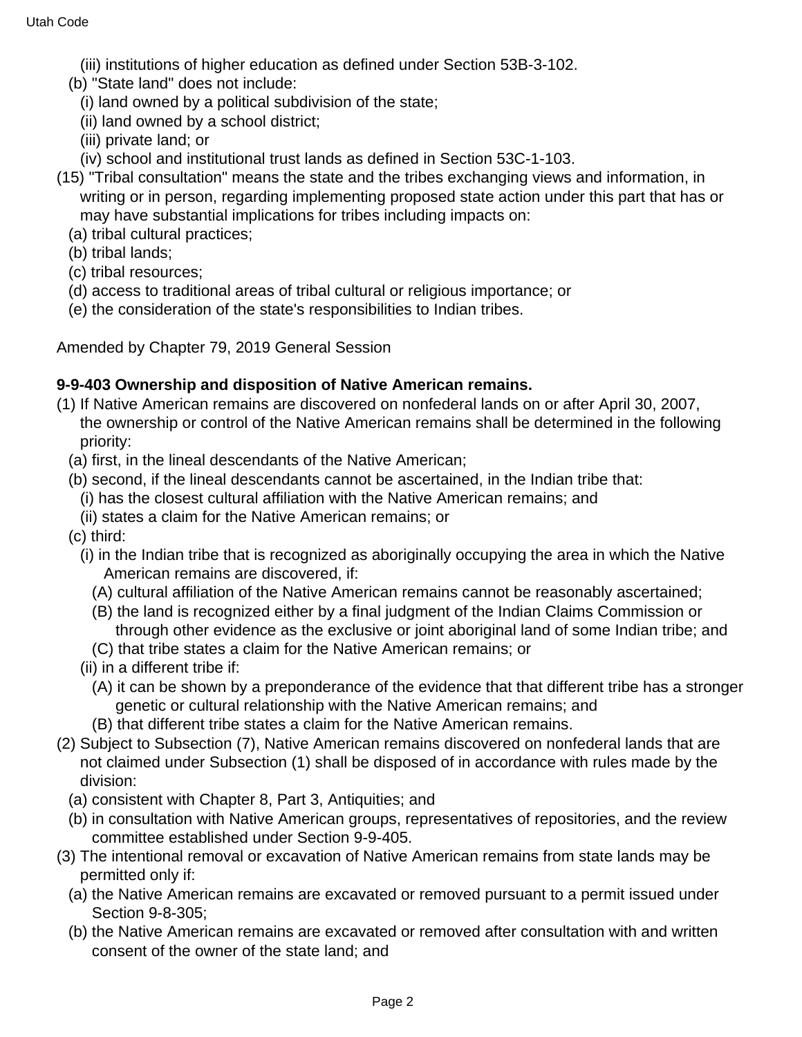(iii) institutions of higher education as defined under Section 53B-3-102.

(b) "State land" does not include:

(i) land owned by a political subdivision of the state;

(ii) land owned by a school district;

(iii) private land; or

(iv) school and institutional trust lands as defined in Section 53C-1-103.

(15) "Tribal consultation" means the state and the tribes exchanging views and information, in writing or in person, regarding implementing proposed state action under this part that has or may have substantial implications for tribes including impacts on:

(a) tribal cultural practices;

(b) tribal lands;

(c) tribal resources;

(d) access to traditional areas of tribal cultural or religious importance; or

(e) the consideration of the state's responsibilities to Indian tribes.

Amended by Chapter 79, 2019 General Session

**9-9-403 Ownership and disposition of Native American remains.**

(1) If Native American remains are discovered on nonfederal lands on or after April 30, 2007, the ownership or control of the Native American remains shall be determined in the following priority:

(a) first, in the lineal descendants of the Native American;

(b) second, if the lineal descendants cannot be ascertained, in the Indian tribe that:

(i) has the closest cultural affiliation with the Native American remains; and

(ii) states a claim for the Native American remains; or

(c) third:

(i) in the Indian tribe that is recognized as aboriginally occupying the area in which the Native American remains are discovered, if:

(A) cultural affiliation of the Native American remains cannot be reasonably ascertained;

(B) the land is recognized either by a final judgment of the Indian Claims Commission or through other evidence as the exclusive or joint aboriginal land of some Indian tribe; and

(C) that tribe states a claim for the Native American remains; or

(ii) in a different tribe if:

(A) it can be shown by a preponderance of the evidence that that different tribe has a stronger genetic or cultural relationship with the Native American remains; and

(B) that different tribe states a claim for the Native American remains.

(2) Subject to Subsection (7), Native American remains discovered on nonfederal lands that are not claimed under Subsection (1) shall be disposed of in accordance with rules made by the division:

(a) consistent with Chapter 8, Part 3, Antiquities; and

(b) in consultation with Native American groups, representatives of repositories, and the review committee established under Section 9-9-405.

(3) The intentional removal or excavation of Native American remains from state lands may be permitted only if:

(a) the Native American remains are excavated or removed pursuant to a permit issued under Section 9-8-305;

(b) the Native American remains are excavated or removed after consultation with and written consent of the owner of the state land; and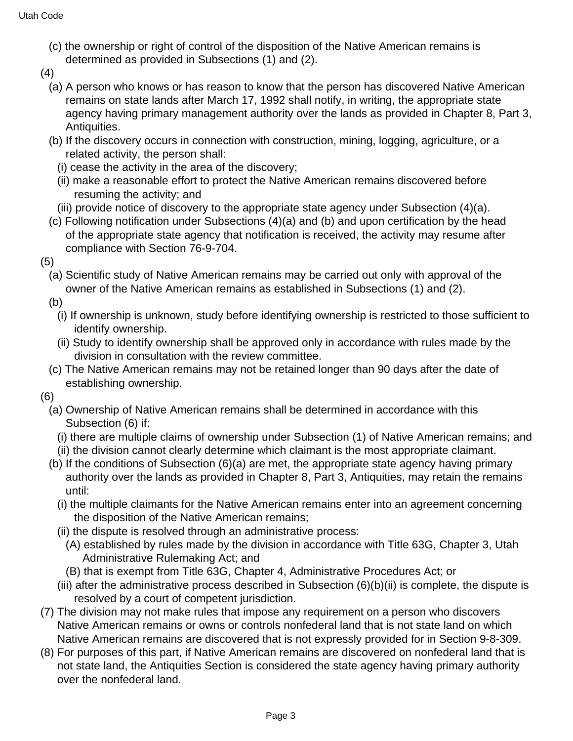(c) the ownership or right of control of the disposition of the Native American remains is determined as provided in Subsections (1) and (2).

(4)

(a) A person who knows or has reason to know that the person has discovered Native American remains on state lands after March 17, 1992 shall notify, in writing, the appropriate state agency having primary management authority over the lands as provided in Chapter 8, Part 3, Antiquities.

(b) If the discovery occurs in connection with construction, mining, logging, agriculture, or a related activity, the person shall:

(i) cease the activity in the area of the discovery;

(ii) make a reasonable effort to protect the Native American remains discovered before resuming the activity; and

(iii) provide notice of discovery to the appropriate state agency under Subsection (4)(a).

(c) Following notification under Subsections (4)(a) and (b) and upon certification by the head of the appropriate state agency that notification is received, the activity may resume after compliance with Section 76-9-704.

(5)

(a) Scientific study of Native American remains may be carried out only with approval of the owner of the Native American remains as established in Subsections (1) and (2).

(b)

(i) If ownership is unknown, study before identifying ownership is restricted to those sufficient to identify ownership.

(ii) Study to identify ownership shall be approved only in accordance with rules made by the division in consultation with the review committee.

(c) The Native American remains may not be retained longer than 90 days after the date of establishing ownership.

(6)

(a) Ownership of Native American remains shall be determined in accordance with this Subsection (6) if:

(i) there are multiple claims of ownership under Subsection (1) of Native American remains; and

(ii) the division cannot clearly determine which claimant is the most appropriate claimant.

(b) If the conditions of Subsection (6)(a) are met, the appropriate state agency having primary authority over the lands as provided in Chapter 8, Part 3, Antiquities, may retain the remains until:

(i) the multiple claimants for the Native American remains enter into an agreement concerning the disposition of the Native American remains;

(ii) the dispute is resolved through an administrative process:

(A) established by rules made by the division in accordance with Title 63G, Chapter 3, Utah Administrative Rulemaking Act; and

(B) that is exempt from Title 63G, Chapter 4, Administrative Procedures Act; or

(iii) after the administrative process described in Subsection (6)(b)(ii) is complete, the dispute is resolved by a court of competent jurisdiction.

(7) The division may not make rules that impose any requirement on a person who discovers Native American remains or owns or controls nonfederal land that is not state land on which Native American remains are discovered that is not expressly provided for in Section 9-8-309.

(8) For purposes of this part, if Native American remains are discovered on nonfederal land that is not state land, the Antiquities Section is considered the state agency having primary authority over the nonfederal land.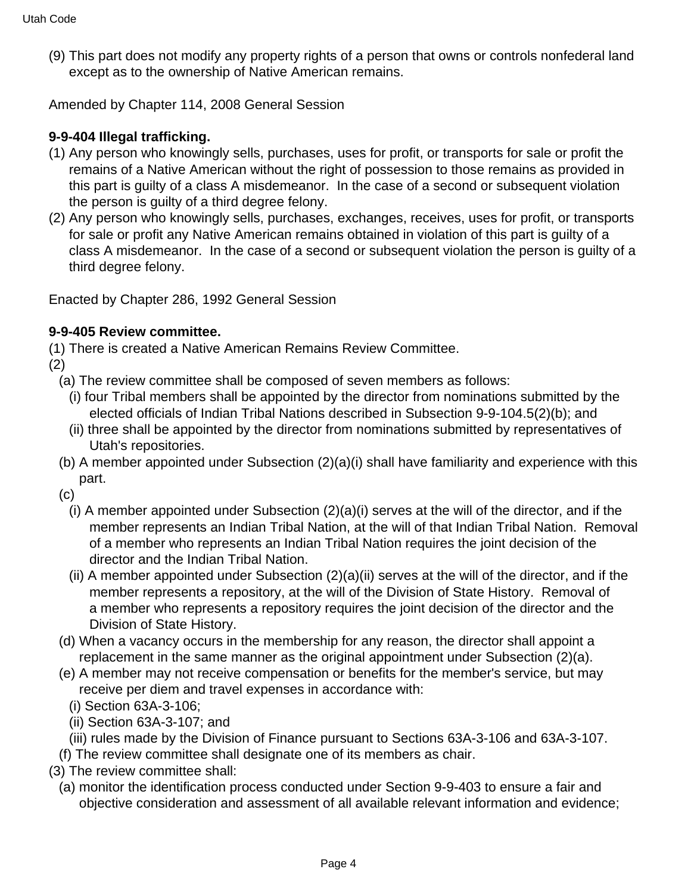(9) This part does not modify any property rights of a person that owns or controls nonfederal land except as to the ownership of Native American remains.

Amended by Chapter 114, 2008 General Session

**9-9-404 Illegal trafficking.**

(1) Any person who knowingly sells, purchases, uses for profit, or transports for sale or profit the remains of a Native American without the right of possession to those remains as provided in this part is guilty of a class A misdemeanor. In the case of a second or subsequent violation the person is guilty of a third degree felony.

(2) Any person who knowingly sells, purchases, exchanges, receives, uses for profit, or transports for sale or profit any Native American remains obtained in violation of this part is guilty of a class A misdemeanor. In the case of a second or subsequent violation the person is guilty of a third degree felony.

Enacted by Chapter 286, 1992 General Session

**9-9-405 Review committee.**

(1) There is created a Native American Remains Review Committee.

(2)

(a) The review committee shall be composed of seven members as follows:

(i) four Tribal members shall be appointed by the director from nominations submitted by the elected officials of Indian Tribal Nations described in Subsection 9-9-104.5(2)(b); and

(ii) three shall be appointed by the director from nominations submitted by representatives of Utah's repositories.

(b) A member appointed under Subsection (2)(a)(i) shall have familiarity and experience with this part.

(c)

(i) A member appointed under Subsection (2)(a)(i) serves at the will of the director, and if the member represents an Indian Tribal Nation, at the will of that Indian Tribal Nation. Removal of a member who represents an Indian Tribal Nation requires the joint decision of the director and the Indian Tribal Nation.

(ii) A member appointed under Subsection (2)(a)(ii) serves at the will of the director, and if the member represents a repository, at the will of the Division of State History. Removal of a member who represents a repository requires the joint decision of the director and the Division of State History.

(d) When a vacancy occurs in the membership for any reason, the director shall appoint a replacement in the same manner as the original appointment under Subsection (2)(a).

(e) A member may not receive compensation or benefits for the member's service, but may receive per diem and travel expenses in accordance with:

(i) Section 63A-3-106;

(ii) Section 63A-3-107; and

(iii) rules made by the Division of Finance pursuant to Sections 63A-3-106 and 63A-3-107.

(f) The review committee shall designate one of its members as chair.

(3) The review committee shall:

(a) monitor the identification process conducted under Section 9-9-403 to ensure a fair and objective consideration and assessment of all available relevant information and evidence;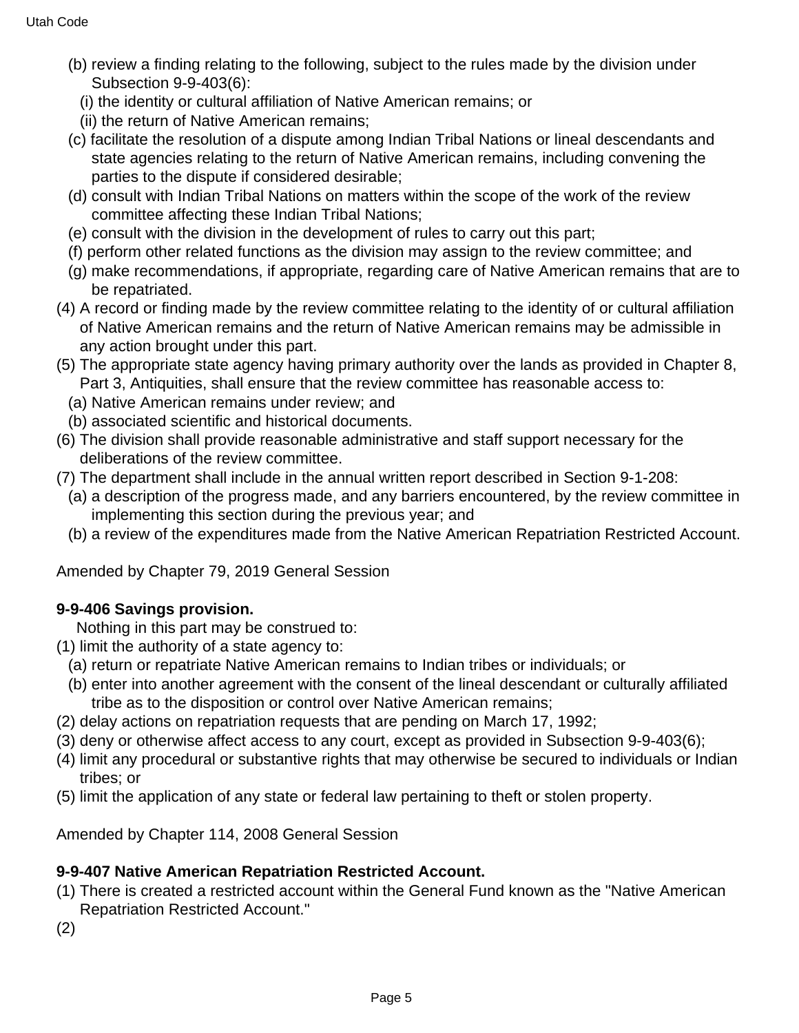(b) review a finding relating to the following, subject to the rules made by the division under Subsection 9-9-403(6):

(i) the identity or cultural affiliation of Native American remains; or

(ii) the return of Native American remains;

(c) facilitate the resolution of a dispute among Indian Tribal Nations or lineal descendants and state agencies relating to the return of Native American remains, including convening the parties to the dispute if considered desirable;

(d) consult with Indian Tribal Nations on matters within the scope of the work of the review committee affecting these Indian Tribal Nations;

(e) consult with the division in the development of rules to carry out this part;

(f) perform other related functions as the division may assign to the review committee; and

(g) make recommendations, if appropriate, regarding care of Native American remains that are to be repatriated.

(4) A record or finding made by the review committee relating to the identity of or cultural affiliation of Native American remains and the return of Native American remains may be admissible in any action brought under this part.

(5) The appropriate state agency having primary authority over the lands as provided in Chapter 8, Part 3, Antiquities, shall ensure that the review committee has reasonable access to:

(a) Native American remains under review; and

(b) associated scientific and historical documents.

(6) The division shall provide reasonable administrative and staff support necessary for the deliberations of the review committee.

(7) The department shall include in the annual written report described in Section 9-1-208:

(a) a description of the progress made, and any barriers encountered, by the review committee in implementing this section during the previous year; and

(b) a review of the expenditures made from the Native American Repatriation Restricted Account.

Amended by Chapter 79, 2019 General Session

**9-9-406 Savings provision.**

Nothing in this part may be construed to:

(1) limit the authority of a state agency to:

(a) return or repatriate Native American remains to Indian tribes or individuals; or

(b) enter into another agreement with the consent of the lineal descendant or culturally affiliated tribe as to the disposition or control over Native American remains;

(2) delay actions on repatriation requests that are pending on March 17, 1992;

(3) deny or otherwise affect access to any court, except as provided in Subsection 9-9-403(6);

(4) limit any procedural or substantive rights that may otherwise be secured to individuals or Indian tribes; or

(5) limit the application of any state or federal law pertaining to theft or stolen property.

Amended by Chapter 114, 2008 General Session

**9-9-407 Native American Repatriation Restricted Account.**

(1) There is created a restricted account within the General Fund known as the "Native American Repatriation Restricted Account."

(2)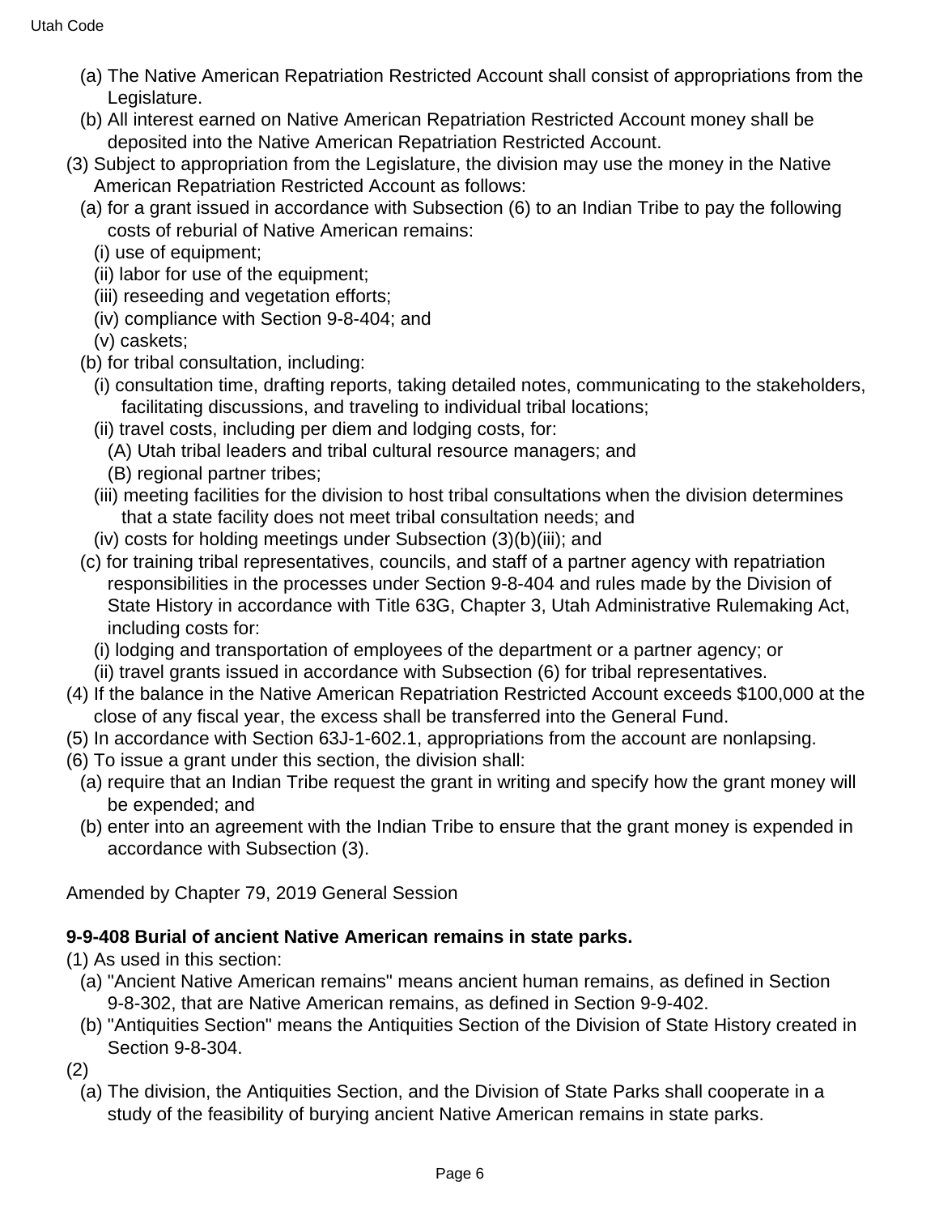(a) The Native American Repatriation Restricted Account shall consist of appropriations from the Legislature.

(b) All interest earned on Native American Repatriation Restricted Account money shall be deposited into the Native American Repatriation Restricted Account.

(3) Subject to appropriation from the Legislature, the division may use the money in the Native American Repatriation Restricted Account as follows:

(a) for a grant issued in accordance with Subsection (6) to an Indian Tribe to pay the following costs of reburial of Native American remains:

(i) use of equipment;

(ii) labor for use of the equipment;

(iii) reseeding and vegetation efforts;

(iv) compliance with Section 9-8-404; and

(v) caskets;

(b) for tribal consultation, including:

(i) consultation time, drafting reports, taking detailed notes, communicating to the stakeholders, facilitating discussions, and traveling to individual tribal locations;

(ii) travel costs, including per diem and lodging costs, for:

(A) Utah tribal leaders and tribal cultural resource managers; and

(B) regional partner tribes;

(iii) meeting facilities for the division to host tribal consultations when the division determines that a state facility does not meet tribal consultation needs; and

(iv) costs for holding meetings under Subsection (3)(b)(iii); and

(c) for training tribal representatives, councils, and staff of a partner agency with repatriation responsibilities in the processes under Section 9-8-404 and rules made by the Division of State History in accordance with Title 63G, Chapter 3, Utah Administrative Rulemaking Act, including costs for:

(i) lodging and transportation of employees of the department or a partner agency; or

(ii) travel grants issued in accordance with Subsection (6) for tribal representatives.

(4) If the balance in the Native American Repatriation Restricted Account exceeds $100,000 at the close of any fiscal year, the excess shall be transferred into the General Fund.

(5) In accordance with Section 63J-1-602.1, appropriations from the account are nonlapsing.

(6) To issue a grant under this section, the division shall:

(a) require that an Indian Tribe request the grant in writing and specify how the grant money will be expended; and

(b) enter into an agreement with the Indian Tribe to ensure that the grant money is expended in accordance with Subsection (3).

Amended by Chapter 79, 2019 General Session

**9-9-408 Burial of ancient Native American remains in state parks.**

(1) As used in this section:

(a) "Ancient Native American remains" means ancient human remains, as defined in Section 9-8-302, that are Native American remains, as defined in Section 9-9-402.

(b) "Antiquities Section" means the Antiquities Section of the Division of State History created in Section 9-8-304.

(2)

(a) The division, the Antiquities Section, and the Division of State Parks shall cooperate in a study of the feasibility of burying ancient Native American remains in state parks.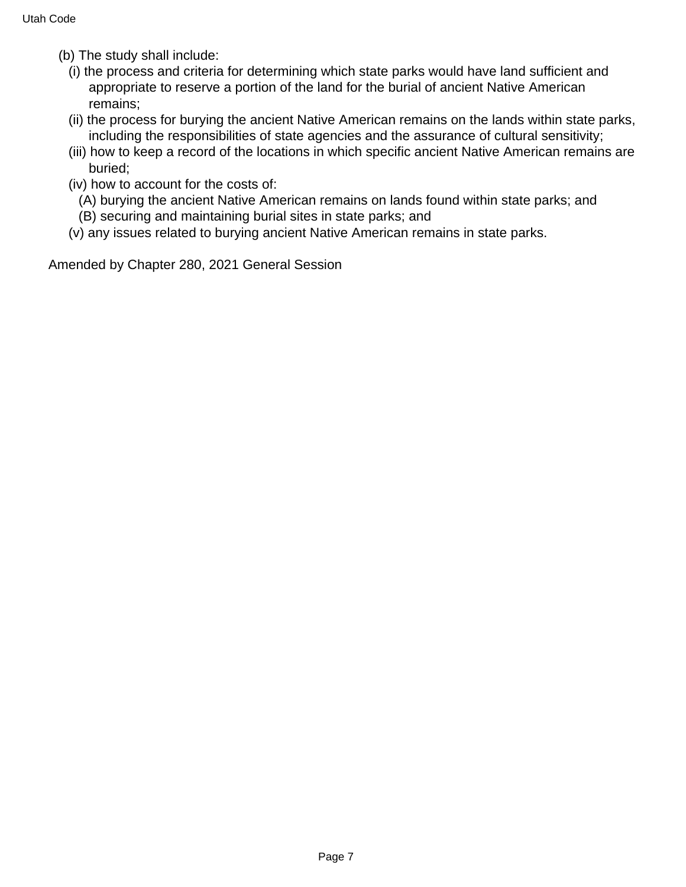(b) The study shall include:

(i) the process and criteria for determining which state parks would have land sufficient and appropriate to reserve a portion of the land for the burial of ancient Native American remains;

(ii) the process for burying the ancient Native American remains on the lands within state parks, including the responsibilities of state agencies and the assurance of cultural sensitivity;

(iii) how to keep a record of the locations in which specific ancient Native American remains are buried;

(iv) how to account for the costs of:

(A) burying the ancient Native American remains on lands found within state parks; and

(B) securing and maintaining burial sites in state parks; and

(v) any issues related to burying ancient Native American remains in state parks.

Amended by Chapter 280, 2021 General Session